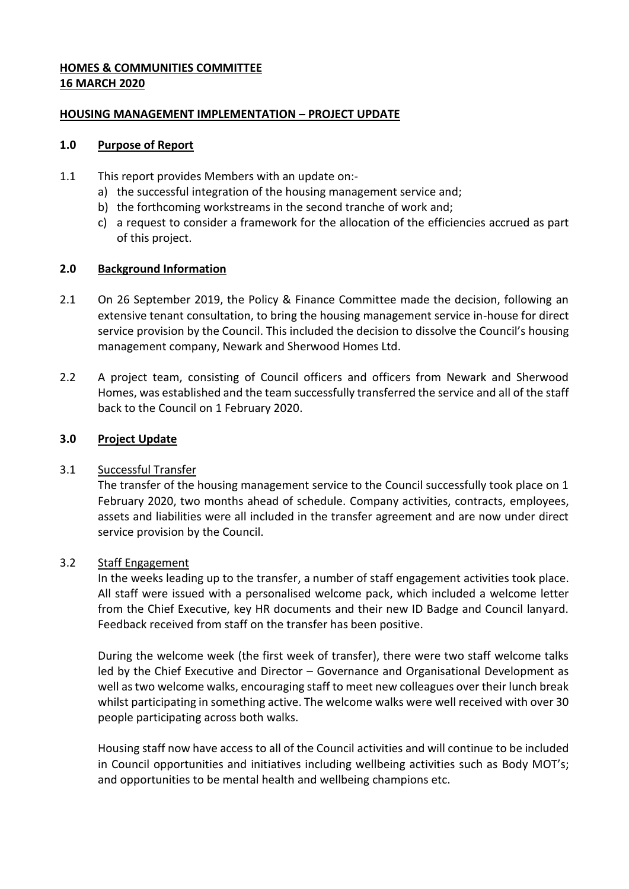**HOMES & COMMUNITIES COMMITTEE**
**16 MARCH 2020**

**HOUSING MANAGEMENT IMPLEMENTATION – PROJECT UPDATE**

## 1.0 Purpose of Report

1.1 This report provides Members with an update on:-

a) the successful integration of the housing management service and;
b) the forthcoming workstreams in the second tranche of work and;
c) a request to consider a framework for the allocation of the efficiencies accrued as part of this project.

## 2.0 Background Information

2.1 On 26 September 2019, the Policy & Finance Committee made the decision, following an extensive tenant consultation, to bring the housing management service in-house for direct service provision by the Council. This included the decision to dissolve the Council's housing management company, Newark and Sherwood Homes Ltd.

2.2 A project team, consisting of Council officers and officers from Newark and Sherwood Homes, was established and the team successfully transferred the service and all of the staff back to the Council on 1 February 2020.

## 3.0 Project Update

3.1 Successful Transfer

The transfer of the housing management service to the Council successfully took place on 1 February 2020, two months ahead of schedule. Company activities, contracts, employees, assets and liabilities were all included in the transfer agreement and are now under direct service provision by the Council.

3.2 Staff Engagement

In the weeks leading up to the transfer, a number of staff engagement activities took place. All staff were issued with a personalised welcome pack, which included a welcome letter from the Chief Executive, key HR documents and their new ID Badge and Council lanyard. Feedback received from staff on the transfer has been positive.

During the welcome week (the first week of transfer), there were two staff welcome talks led by the Chief Executive and Director – Governance and Organisational Development as well as two welcome walks, encouraging staff to meet new colleagues over their lunch break whilst participating in something active. The welcome walks were well received with over 30 people participating across both walks.

Housing staff now have access to all of the Council activities and will continue to be included in Council opportunities and initiatives including wellbeing activities such as Body MOT's; and opportunities to be mental health and wellbeing champions etc.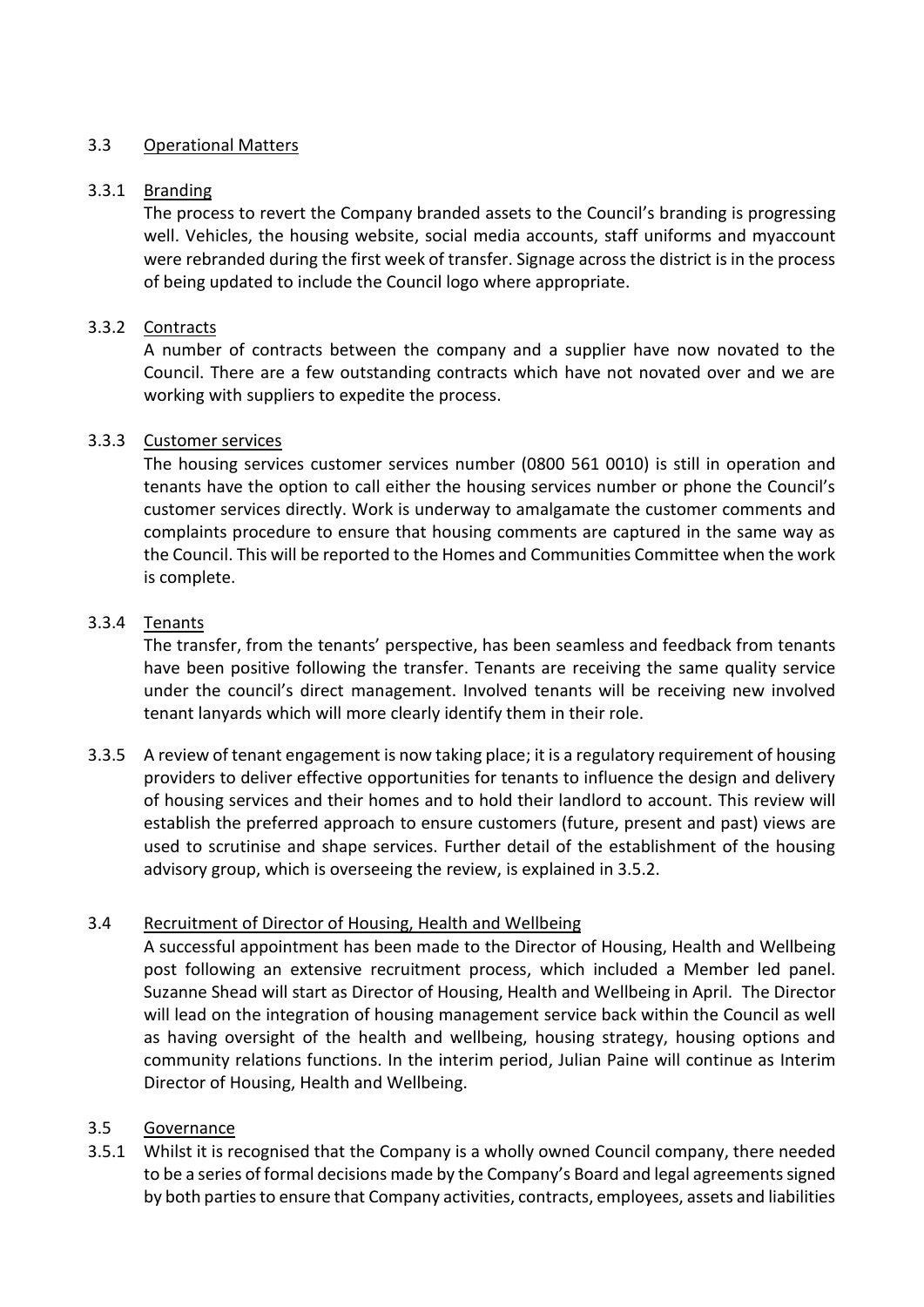### 3.3 Operational Matters

#### 3.3.1 Branding

The process to revert the Company branded assets to the Council's branding is progressing well. Vehicles, the housing website, social media accounts, staff uniforms and myaccount were rebranded during the first week of transfer. Signage across the district is in the process of being updated to include the Council logo where appropriate.

#### 3.3.2 Contracts

A number of contracts between the company and a supplier have now novated to the Council. There are a few outstanding contracts which have not novated over and we are working with suppliers to expedite the process.

#### 3.3.3 Customer services

The housing services customer services number (0800 561 0010) is still in operation and tenants have the option to call either the housing services number or phone the Council's customer services directly. Work is underway to amalgamate the customer comments and complaints procedure to ensure that housing comments are captured in the same way as the Council. This will be reported to the Homes and Communities Committee when the work is complete.

#### 3.3.4 Tenants

The transfer, from the tenants' perspective, has been seamless and feedback from tenants have been positive following the transfer. Tenants are receiving the same quality service under the council's direct management. Involved tenants will be receiving new involved tenant lanyards which will more clearly identify them in their role.

3.3.5 A review of tenant engagement is now taking place; it is a regulatory requirement of housing providers to deliver effective opportunities for tenants to influence the design and delivery of housing services and their homes and to hold their landlord to account. This review will establish the preferred approach to ensure customers (future, present and past) views are used to scrutinise and shape services. Further detail of the establishment of the housing advisory group, which is overseeing the review, is explained in 3.5.2.

### 3.4 Recruitment of Director of Housing, Health and Wellbeing

A successful appointment has been made to the Director of Housing, Health and Wellbeing post following an extensive recruitment process, which included a Member led panel. Suzanne Shead will start as Director of Housing, Health and Wellbeing in April. The Director will lead on the integration of housing management service back within the Council as well as having oversight of the health and wellbeing, housing strategy, housing options and community relations functions. In the interim period, Julian Paine will continue as Interim Director of Housing, Health and Wellbeing.

### 3.5 Governance

3.5.1 Whilst it is recognised that the Company is a wholly owned Council company, there needed to be a series of formal decisions made by the Company's Board and legal agreements signed by both parties to ensure that Company activities, contracts, employees, assets and liabilities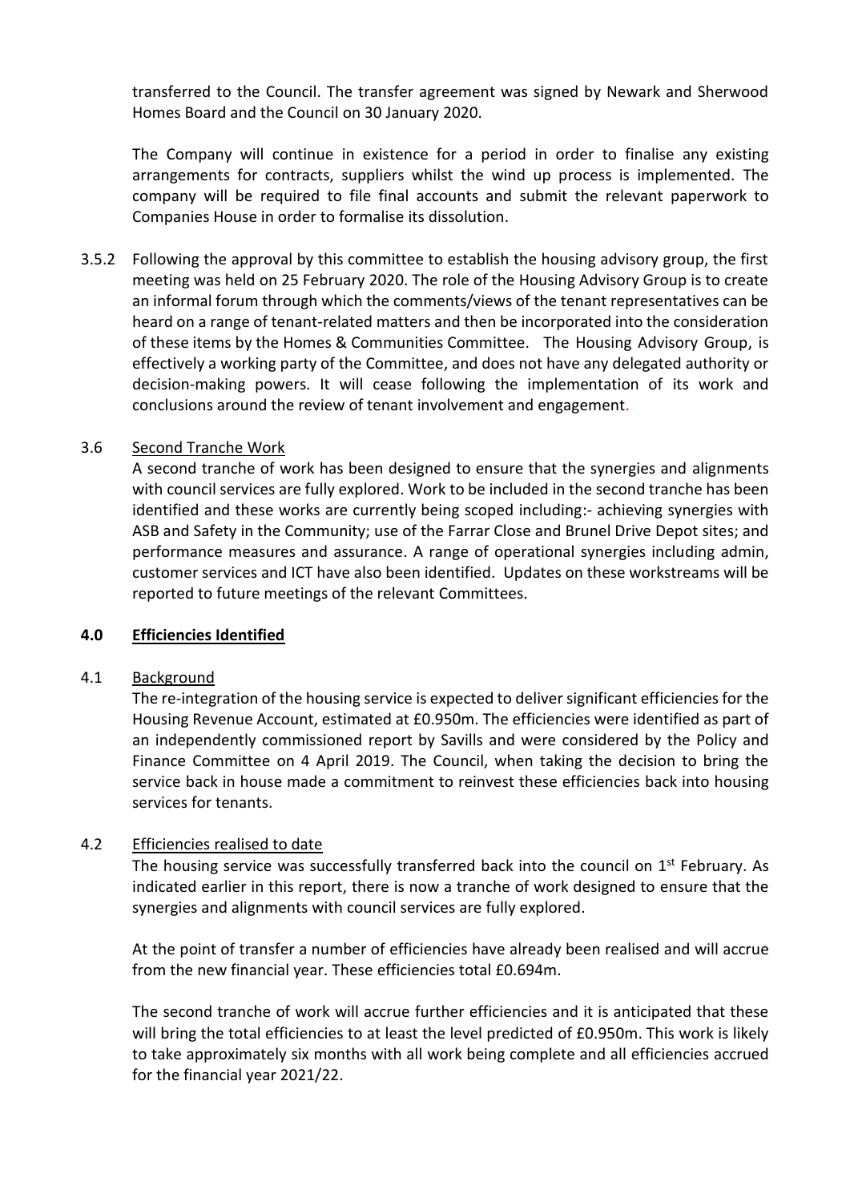transferred to the Council. The transfer agreement was signed by Newark and Sherwood Homes Board and the Council on 30 January 2020.

The Company will continue in existence for a period in order to finalise any existing arrangements for contracts, suppliers whilst the wind up process is implemented. The company will be required to file final accounts and submit the relevant paperwork to Companies House in order to formalise its dissolution.

3.5.2 Following the approval by this committee to establish the housing advisory group, the first meeting was held on 25 February 2020. The role of the Housing Advisory Group is to create an informal forum through which the comments/views of the tenant representatives can be heard on a range of tenant-related matters and then be incorporated into the consideration of these items by the Homes & Communities Committee. The Housing Advisory Group, is effectively a working party of the Committee, and does not have any delegated authority or decision-making powers. It will cease following the implementation of its work and conclusions around the review of tenant involvement and engagement.

3.6 Second Tranche Work

A second tranche of work has been designed to ensure that the synergies and alignments with council services are fully explored. Work to be included in the second tranche has been identified and these works are currently being scoped including:- achieving synergies with ASB and Safety in the Community; use of the Farrar Close and Brunel Drive Depot sites; and performance measures and assurance. A range of operational synergies including admin, customer services and ICT have also been identified. Updates on these workstreams will be reported to future meetings of the relevant Committees.

## 4.0 Efficiencies Identified

4.1 Background

The re-integration of the housing service is expected to deliver significant efficiencies for the Housing Revenue Account, estimated at £0.950m. The efficiencies were identified as part of an independently commissioned report by Savills and were considered by the Policy and Finance Committee on 4 April 2019. The Council, when taking the decision to bring the service back in house made a commitment to reinvest these efficiencies back into housing services for tenants.

4.2 Efficiencies realised to date

The housing service was successfully transferred back into the council on 1st February. As indicated earlier in this report, there is now a tranche of work designed to ensure that the synergies and alignments with council services are fully explored.

At the point of transfer a number of efficiencies have already been realised and will accrue from the new financial year. These efficiencies total £0.694m.

The second tranche of work will accrue further efficiencies and it is anticipated that these will bring the total efficiencies to at least the level predicted of £0.950m. This work is likely to take approximately six months with all work being complete and all efficiencies accrued for the financial year 2021/22.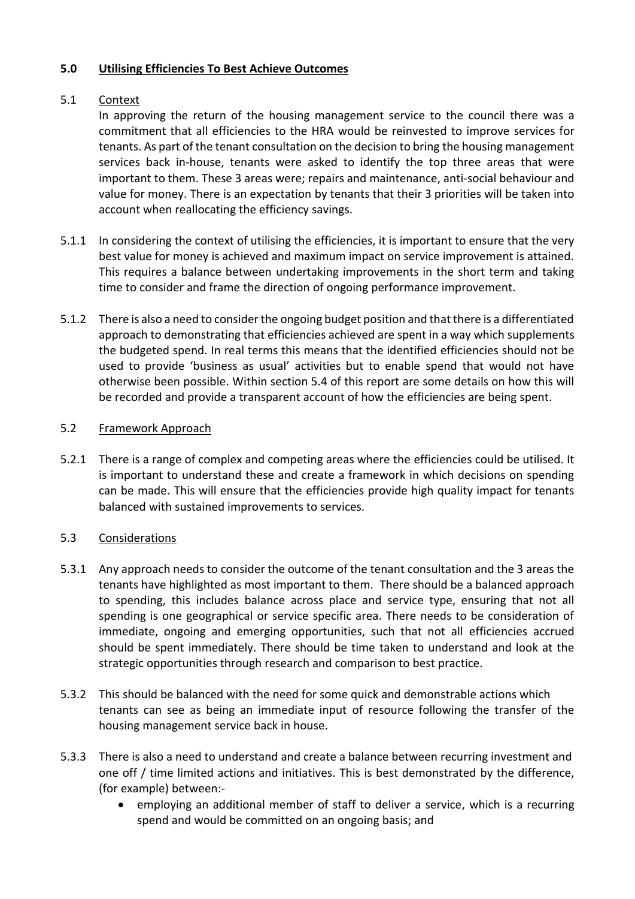## 5.0 Utilising Efficiencies To Best Achieve Outcomes

### 5.1 Context

In approving the return of the housing management service to the council there was a commitment that all efficiencies to the HRA would be reinvested to improve services for tenants. As part of the tenant consultation on the decision to bring the housing management services back in-house, tenants were asked to identify the top three areas that were important to them. These 3 areas were; repairs and maintenance, anti-social behaviour and value for money. There is an expectation by tenants that their 3 priorities will be taken into account when reallocating the efficiency savings.

5.1.1 In considering the context of utilising the efficiencies, it is important to ensure that the very best value for money is achieved and maximum impact on service improvement is attained. This requires a balance between undertaking improvements in the short term and taking time to consider and frame the direction of ongoing performance improvement.

5.1.2 There is also a need to consider the ongoing budget position and that there is a differentiated approach to demonstrating that efficiencies achieved are spent in a way which supplements the budgeted spend. In real terms this means that the identified efficiencies should not be used to provide 'business as usual' activities but to enable spend that would not have otherwise been possible. Within section 5.4 of this report are some details on how this will be recorded and provide a transparent account of how the efficiencies are being spent.

### 5.2 Framework Approach

5.2.1 There is a range of complex and competing areas where the efficiencies could be utilised. It is important to understand these and create a framework in which decisions on spending can be made. This will ensure that the efficiencies provide high quality impact for tenants balanced with sustained improvements to services.

### 5.3 Considerations

5.3.1 Any approach needs to consider the outcome of the tenant consultation and the 3 areas the tenants have highlighted as most important to them. There should be a balanced approach to spending, this includes balance across place and service type, ensuring that not all spending is one geographical or service specific area. There needs to be consideration of immediate, ongoing and emerging opportunities, such that not all efficiencies accrued should be spent immediately. There should be time taken to understand and look at the strategic opportunities through research and comparison to best practice.

5.3.2 This should be balanced with the need for some quick and demonstrable actions which tenants can see as being an immediate input of resource following the transfer of the housing management service back in house.

5.3.3 There is also a need to understand and create a balance between recurring investment and one off / time limited actions and initiatives. This is best demonstrated by the difference, (for example) between:-

- employing an additional member of staff to deliver a service, which is a recurring spend and would be committed on an ongoing basis; and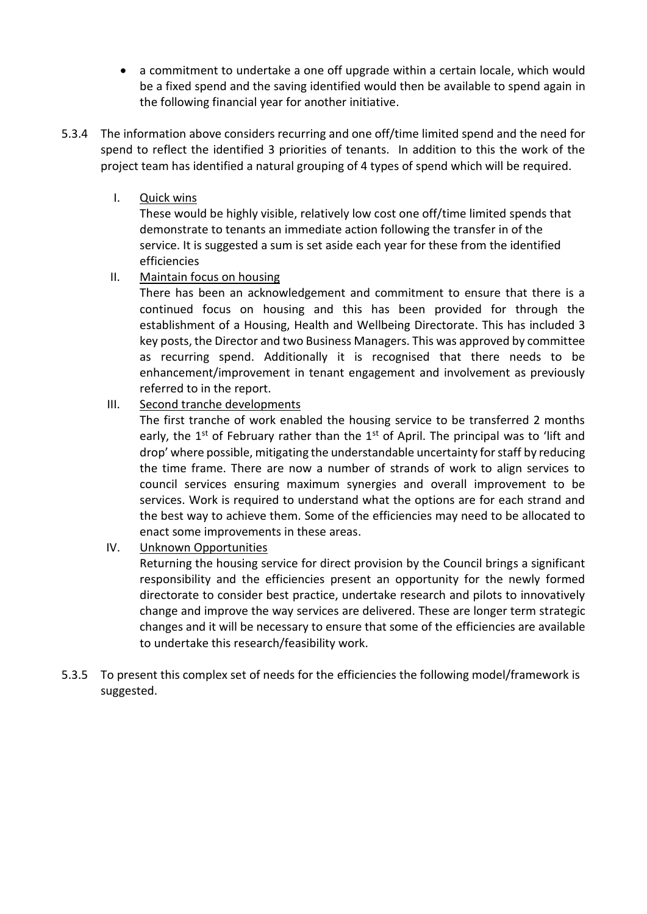- a commitment to undertake a one off upgrade within a certain locale, which would be a fixed spend and the saving identified would then be available to spend again in the following financial year for another initiative.

5.3.4 The information above considers recurring and one off/time limited spend and the need for spend to reflect the identified 3 priorities of tenants. In addition to this the work of the project team has identified a natural grouping of 4 types of spend which will be required.

I. Quick wins

These would be highly visible, relatively low cost one off/time limited spends that demonstrate to tenants an immediate action following the transfer in of the service. It is suggested a sum is set aside each year for these from the identified efficiencies

II. Maintain focus on housing

There has been an acknowledgement and commitment to ensure that there is a continued focus on housing and this has been provided for through the establishment of a Housing, Health and Wellbeing Directorate. This has included 3 key posts, the Director and two Business Managers. This was approved by committee as recurring spend. Additionally it is recognised that there needs to be enhancement/improvement in tenant engagement and involvement as previously referred to in the report.

III. Second tranche developments

The first tranche of work enabled the housing service to be transferred 2 months early, the 1st of February rather than the 1st of April. The principal was to 'lift and drop' where possible, mitigating the understandable uncertainty for staff by reducing the time frame. There are now a number of strands of work to align services to council services ensuring maximum synergies and overall improvement to be services. Work is required to understand what the options are for each strand and the best way to achieve them. Some of the efficiencies may need to be allocated to enact some improvements in these areas.

IV. Unknown Opportunities

Returning the housing service for direct provision by the Council brings a significant responsibility and the efficiencies present an opportunity for the newly formed directorate to consider best practice, undertake research and pilots to innovatively change and improve the way services are delivered. These are longer term strategic changes and it will be necessary to ensure that some of the efficiencies are available to undertake this research/feasibility work.

5.3.5 To present this complex set of needs for the efficiencies the following model/framework is suggested.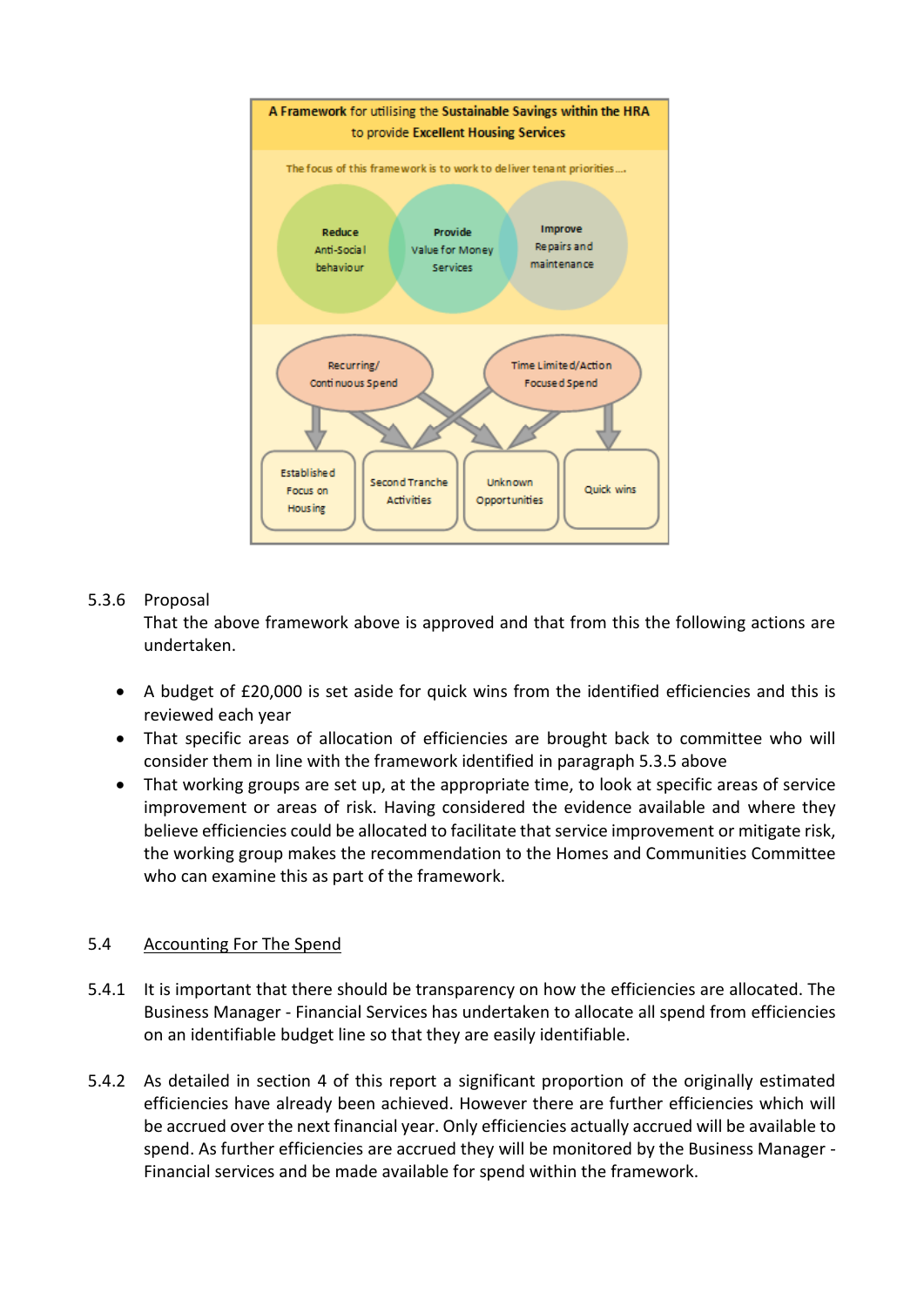**A Framework for utilising the Sustainable Savings within the HRA to provide Excellent Housing Services**

The focus of this framework is to work to deliver tenant priorities....

- **Reduce** Anti-Social behaviour
- **Provide** Value for Money Services
- **Improve** Repairs and maintenance

Recurring/ Continuous Spend → Established Focus on Housing; Second Tranche Activities; Unknown Opportunities

Time Limited/Action Focused Spend → Second Tranche Activities; Unknown Opportunities; Quick wins

5.3.6 Proposal

That the above framework above is approved and that from this the following actions are undertaken.

- A budget of £20,000 is set aside for quick wins from the identified efficiencies and this is reviewed each year
- That specific areas of allocation of efficiencies are brought back to committee who will consider them in line with the framework identified in paragraph 5.3.5 above
- That working groups are set up, at the appropriate time, to look at specific areas of service improvement or areas of risk. Having considered the evidence available and where they believe efficiencies could be allocated to facilitate that service improvement or mitigate risk, the working group makes the recommendation to the Homes and Communities Committee who can examine this as part of the framework.

## 5.4 Accounting For The Spend

5.4.1 It is important that there should be transparency on how the efficiencies are allocated. The Business Manager - Financial Services has undertaken to allocate all spend from efficiencies on an identifiable budget line so that they are easily identifiable.

5.4.2 As detailed in section 4 of this report a significant proportion of the originally estimated efficiencies have already been achieved. However there are further efficiencies which will be accrued over the next financial year. Only efficiencies actually accrued will be available to spend. As further efficiencies are accrued they will be monitored by the Business Manager - Financial services and be made available for spend within the framework.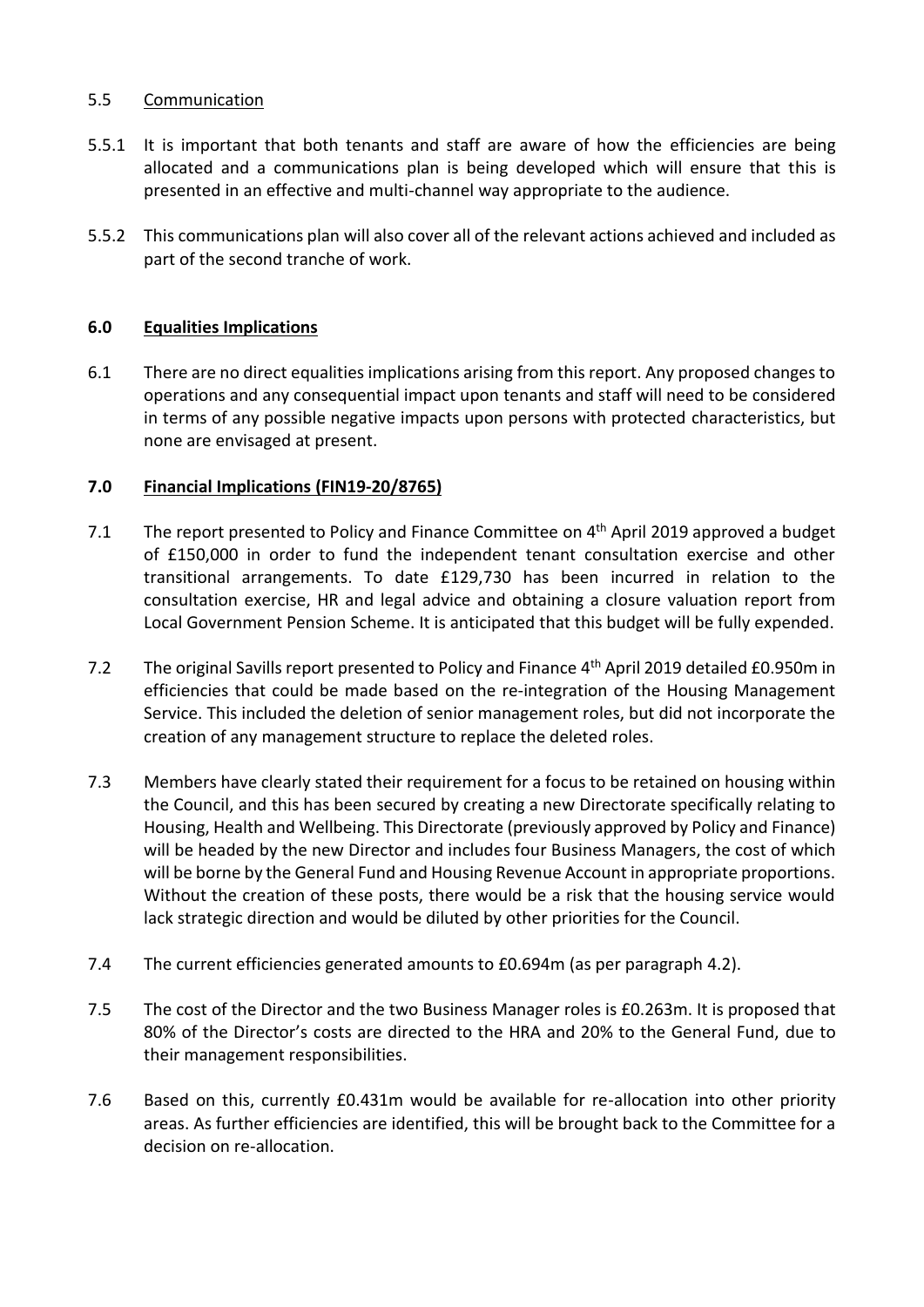5.5 Communication

5.5.1 It is important that both tenants and staff are aware of how the efficiencies are being allocated and a communications plan is being developed which will ensure that this is presented in an effective and multi-channel way appropriate to the audience.

5.5.2 This communications plan will also cover all of the relevant actions achieved and included as part of the second tranche of work.

## 6.0 Equalities Implications

6.1 There are no direct equalities implications arising from this report. Any proposed changes to operations and any consequential impact upon tenants and staff will need to be considered in terms of any possible negative impacts upon persons with protected characteristics, but none are envisaged at present.

## 7.0 Financial Implications (FIN19-20/8765)

7.1 The report presented to Policy and Finance Committee on 4th April 2019 approved a budget of £150,000 in order to fund the independent tenant consultation exercise and other transitional arrangements. To date £129,730 has been incurred in relation to the consultation exercise, HR and legal advice and obtaining a closure valuation report from Local Government Pension Scheme. It is anticipated that this budget will be fully expended.

7.2 The original Savills report presented to Policy and Finance 4th April 2019 detailed £0.950m in efficiencies that could be made based on the re-integration of the Housing Management Service. This included the deletion of senior management roles, but did not incorporate the creation of any management structure to replace the deleted roles.

7.3 Members have clearly stated their requirement for a focus to be retained on housing within the Council, and this has been secured by creating a new Directorate specifically relating to Housing, Health and Wellbeing. This Directorate (previously approved by Policy and Finance) will be headed by the new Director and includes four Business Managers, the cost of which will be borne by the General Fund and Housing Revenue Account in appropriate proportions. Without the creation of these posts, there would be a risk that the housing service would lack strategic direction and would be diluted by other priorities for the Council.

7.4 The current efficiencies generated amounts to £0.694m (as per paragraph 4.2).

7.5 The cost of the Director and the two Business Manager roles is £0.263m. It is proposed that 80% of the Director's costs are directed to the HRA and 20% to the General Fund, due to their management responsibilities.

7.6 Based on this, currently £0.431m would be available for re-allocation into other priority areas. As further efficiencies are identified, this will be brought back to the Committee for a decision on re-allocation.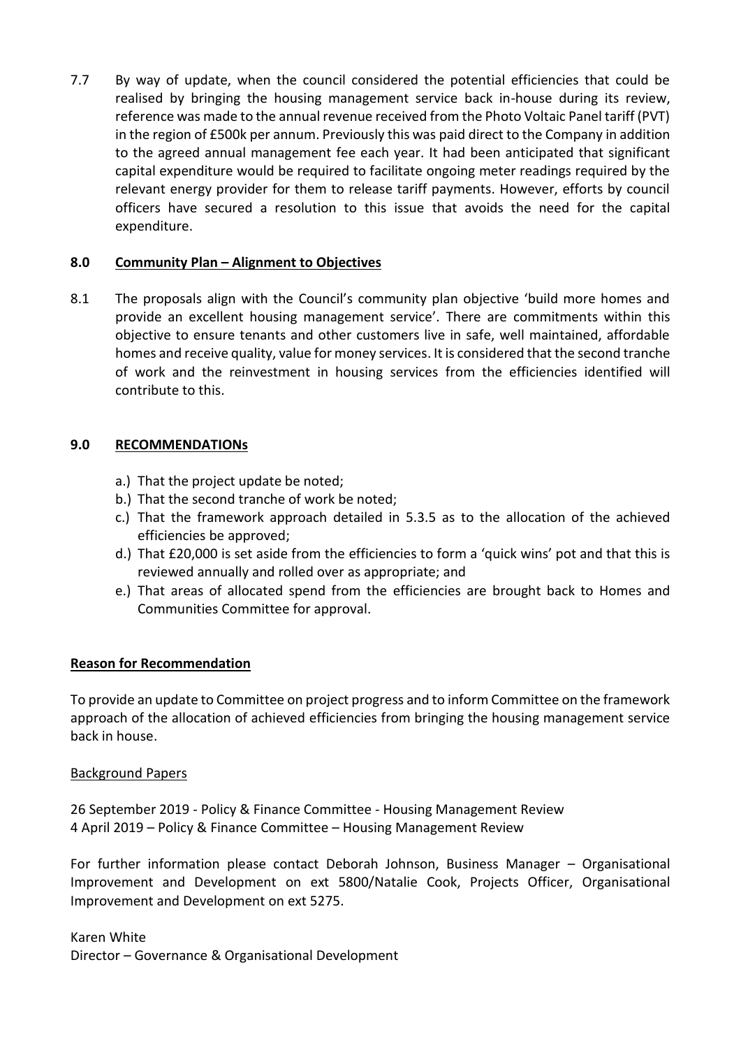7.7 By way of update, when the council considered the potential efficiencies that could be realised by bringing the housing management service back in-house during its review, reference was made to the annual revenue received from the Photo Voltaic Panel tariff (PVT) in the region of £500k per annum. Previously this was paid direct to the Company in addition to the agreed annual management fee each year. It had been anticipated that significant capital expenditure would be required to facilitate ongoing meter readings required by the relevant energy provider for them to release tariff payments. However, efforts by council officers have secured a resolution to this issue that avoids the need for the capital expenditure.

## 8.0 Community Plan – Alignment to Objectives

8.1 The proposals align with the Council's community plan objective 'build more homes and provide an excellent housing management service'. There are commitments within this objective to ensure tenants and other customers live in safe, well maintained, affordable homes and receive quality, value for money services. It is considered that the second tranche of work and the reinvestment in housing services from the efficiencies identified will contribute to this.

## 9.0 RECOMMENDATIONs

a.) That the project update be noted;

b.) That the second tranche of work be noted;

c.) That the framework approach detailed in 5.3.5 as to the allocation of the achieved efficiencies be approved;

d.) That £20,000 is set aside from the efficiencies to form a 'quick wins' pot and that this is reviewed annually and rolled over as appropriate; and

e.) That areas of allocated spend from the efficiencies are brought back to Homes and Communities Committee for approval.

**Reason for Recommendation**

To provide an update to Committee on project progress and to inform Committee on the framework approach of the allocation of achieved efficiencies from bringing the housing management service back in house.

Background Papers

26 September 2019 - Policy & Finance Committee - Housing Management Review
4 April 2019 – Policy & Finance Committee – Housing Management Review

For further information please contact Deborah Johnson, Business Manager – Organisational Improvement and Development on ext 5800/Natalie Cook, Projects Officer, Organisational Improvement and Development on ext 5275.

Karen White
Director – Governance & Organisational Development